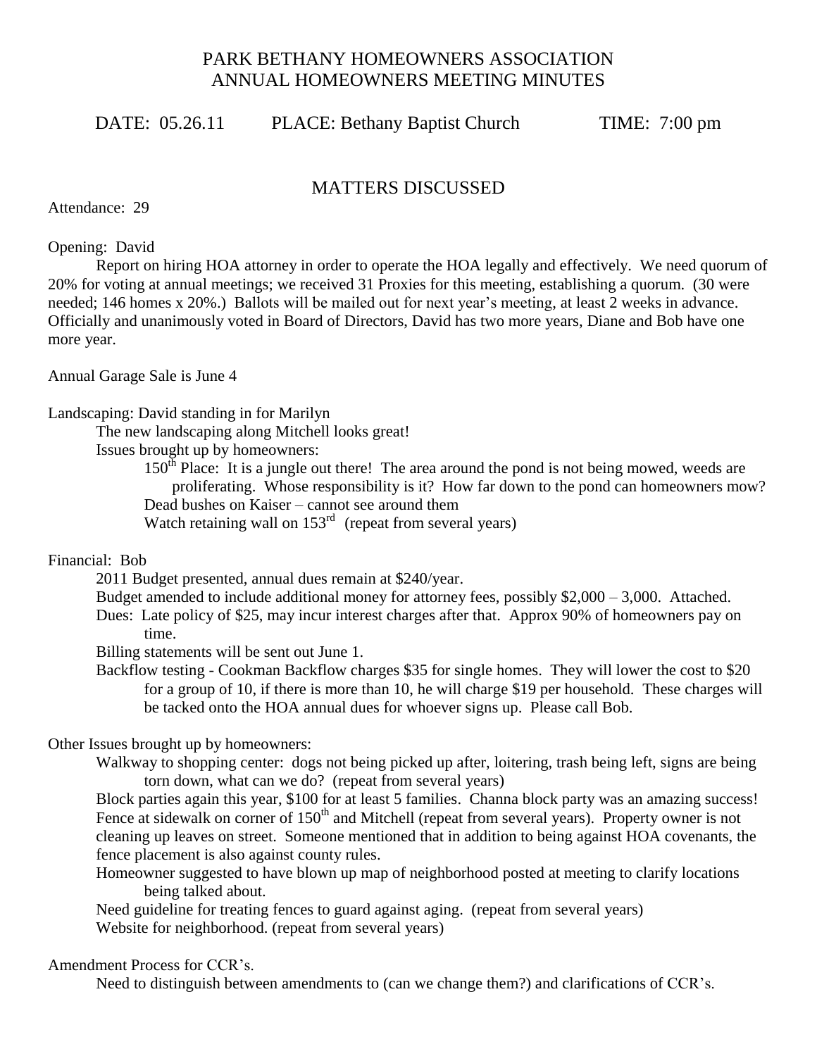# PARK BETHANY HOMEOWNERS ASSOCIATION
# ANNUAL HOMEOWNERS MEETING MINUTES

DATE: 05.26.11 PLACE: Bethany Baptist Church TIME: 7:00 pm

## MATTERS DISCUSSED

Attendance: 29

Opening: David

Report on hiring HOA attorney in order to operate the HOA legally and effectively. We need quorum of 20% for voting at annual meetings; we received 31 Proxies for this meeting, establishing a quorum. (30 were needed; 146 homes x 20%.) Ballots will be mailed out for next year's meeting, at least 2 weeks in advance. Officially and unanimously voted in Board of Directors, David has two more years, Diane and Bob have one more year.

Annual Garage Sale is June 4

Landscaping: David standing in for Marilyn

- The new landscaping along Mitchell looks great!
- Issues brought up by homeowners:
  - 150th Place: It is a jungle out there! The area around the pond is not being mowed, weeds are proliferating. Whose responsibility is it? How far down to the pond can homeowners mow?
  - Dead bushes on Kaiser – cannot see around them
  - Watch retaining wall on 153rd (repeat from several years)

Financial: Bob

- 2011 Budget presented, annual dues remain at $240/year.
- Budget amended to include additional money for attorney fees, possibly $2,000 – 3,000. Attached.
- Dues: Late policy of $25, may incur interest charges after that. Approx 90% of homeowners pay on time.
- Billing statements will be sent out June 1.
- Backflow testing - Cookman Backflow charges $35 for single homes. They will lower the cost to $20 for a group of 10, if there is more than 10, he will charge $19 per household. These charges will be tacked onto the HOA annual dues for whoever signs up. Please call Bob.

Other Issues brought up by homeowners:

- Walkway to shopping center: dogs not being picked up after, loitering, trash being left, signs are being torn down, what can we do? (repeat from several years)
- Block parties again this year, $100 for at least 5 families. Channa block party was an amazing success!
- Fence at sidewalk on corner of 150th and Mitchell (repeat from several years). Property owner is not cleaning up leaves on street. Someone mentioned that in addition to being against HOA covenants, the fence placement is also against county rules.
- Homeowner suggested to have blown up map of neighborhood posted at meeting to clarify locations being talked about.
- Need guideline for treating fences to guard against aging. (repeat from several years)
- Website for neighborhood. (repeat from several years)

Amendment Process for CCR's.

Need to distinguish between amendments to (can we change them?) and clarifications of CCR's.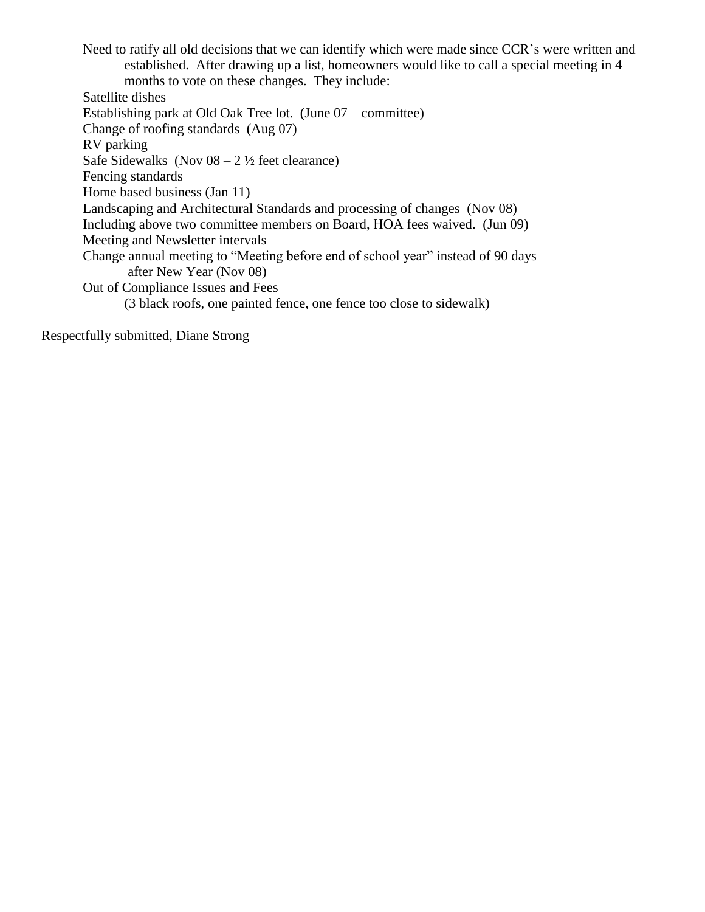Need to ratify all old decisions that we can identify which were made since CCR's were written and established. After drawing up a list, homeowners would like to call a special meeting in 4 months to vote on these changes. They include:

Satellite dishes

Establishing park at Old Oak Tree lot. (June 07 – committee)

Change of roofing standards (Aug 07)

RV parking

Safe Sidewalks (Nov 08 – 2 ½ feet clearance)

Fencing standards

Home based business (Jan 11)

Landscaping and Architectural Standards and processing of changes (Nov 08)

Including above two committee members on Board, HOA fees waived. (Jun 09)

Meeting and Newsletter intervals

Change annual meeting to "Meeting before end of school year" instead of 90 days after New Year (Nov 08)

Out of Compliance Issues and Fees
(3 black roofs, one painted fence, one fence too close to sidewalk)

Respectfully submitted, Diane Strong